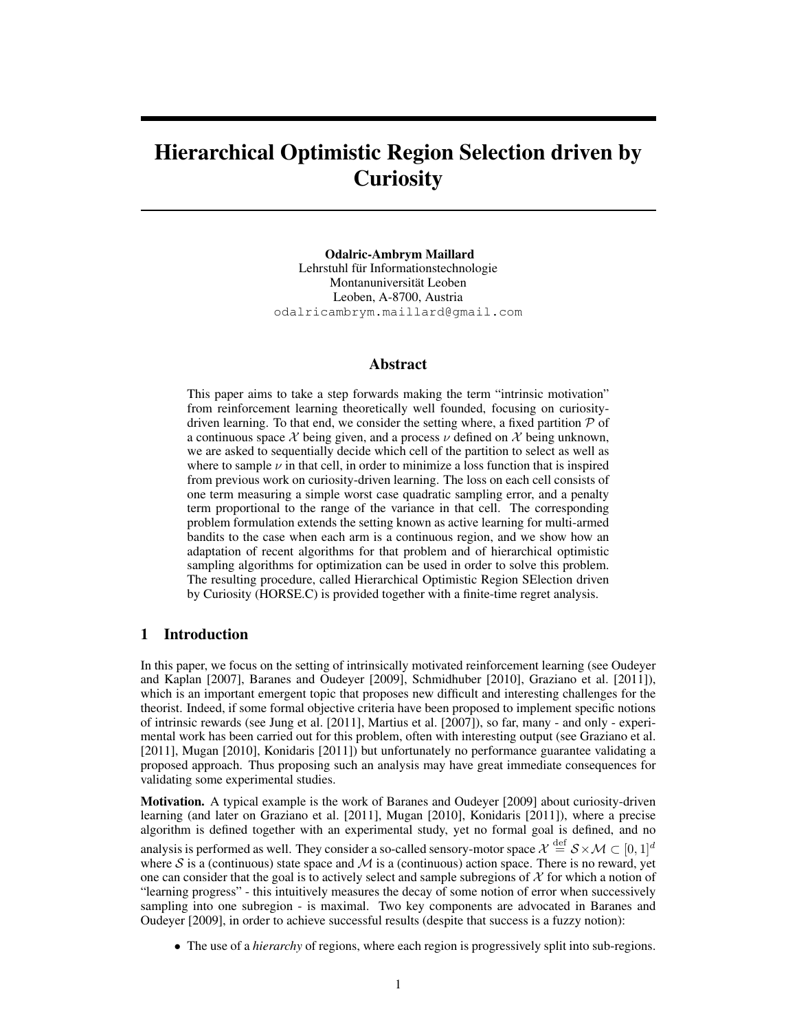# Hierarchical Optimistic Region Selection driven by Curiosity

**Odalric-Ambrym Maillard**
Lehrstuhl für Informationstechnologie
Montanuniversität Leoben
Leoben, A-8700, Austria
odalricambrym.maillard@gmail.com

## Abstract

This paper aims to take a step forwards making the term "intrinsic motivation" from reinforcement learning theoretically well founded, focusing on curiosity-driven learning. To that end, we consider the setting where, a fixed partition $\mathcal{P}$ of a continuous space $\mathcal{X}$ being given, and a process $\nu$ defined on $\mathcal{X}$ being unknown, we are asked to sequentially decide which cell of the partition to select as well as where to sample $\nu$ in that cell, in order to minimize a loss function that is inspired from previous work on curiosity-driven learning. The loss on each cell consists of one term measuring a simple worst case quadratic sampling error, and a penalty term proportional to the range of the variance in that cell. The corresponding problem formulation extends the setting known as active learning for multi-armed bandits to the case when each arm is a continuous region, and we show how an adaptation of recent algorithms for that problem and of hierarchical optimistic sampling algorithms for optimization can be used in order to solve this problem. The resulting procedure, called Hierarchical Optimistic Region SElection driven by Curiosity (HORSE.C) is provided together with a finite-time regret analysis.

## 1 Introduction

In this paper, we focus on the setting of intrinsically motivated reinforcement learning (see Oudeyer and Kaplan [2007], Baranes and Oudeyer [2009], Schmidhuber [2010], Graziano et al. [2011]), which is an important emergent topic that proposes new difficult and interesting challenges for the theorist. Indeed, if some formal objective criteria have been proposed to implement specific notions of intrinsic rewards (see Jung et al. [2011], Martius et al. [2007]), so far, many - and only - experimental work has been carried out for this problem, often with interesting output (see Graziano et al. [2011], Mugan [2010], Konidaris [2011]) but unfortunately no performance guarantee validating a proposed approach. Thus proposing such an analysis may have great immediate consequences for validating some experimental studies.

**Motivation.** A typical example is the work of Baranes and Oudeyer [2009] about curiosity-driven learning (and later on Graziano et al. [2011], Mugan [2010], Konidaris [2011]), where a precise algorithm is defined together with an experimental study, yet no formal goal is defined, and no analysis is performed as well. They consider a so-called sensory-motor space $\mathcal{X} \stackrel{\text{def}}{=} \mathcal{S} \times \mathcal{M} \subset [0,1]^d$ where $\mathcal{S}$ is a (continuous) state space and $\mathcal{M}$ is a (continuous) action space. There is no reward, yet one can consider that the goal is to actively select and sample subregions of $\mathcal{X}$ for which a notion of "learning progress" - this intuitively measures the decay of some notion of error when successively sampling into one subregion - is maximal. Two key components are advocated in Baranes and Oudeyer [2009], in order to achieve successful results (despite that success is a fuzzy notion):

- The use of a *hierarchy* of regions, where each region is progressively split into sub-regions.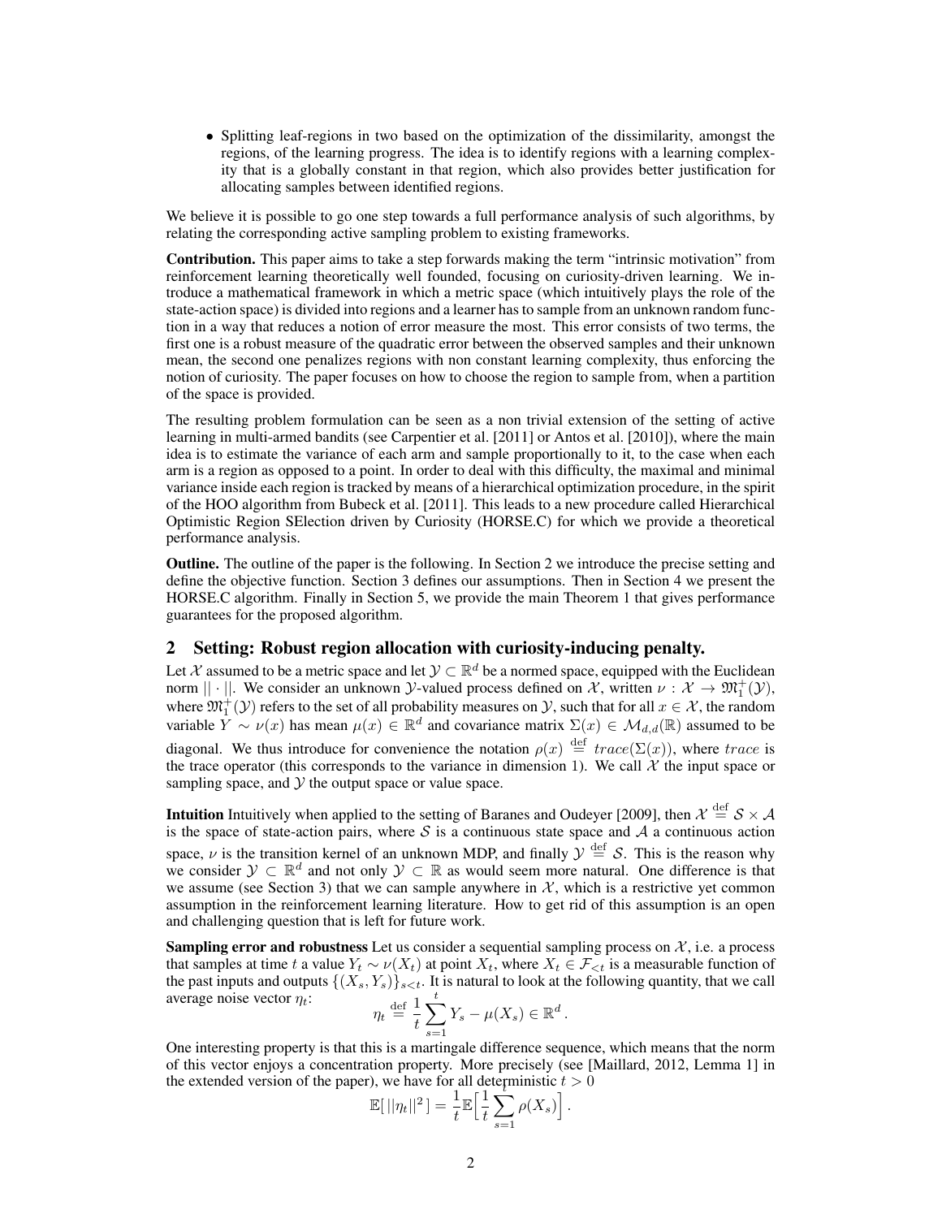- Splitting leaf-regions in two based on the optimization of the dissimilarity, amongst the regions, of the learning progress. The idea is to identify regions with a learning complexity that is a globally constant in that region, which also provides better justification for allocating samples between identified regions.

We believe it is possible to go one step towards a full performance analysis of such algorithms, by relating the corresponding active sampling problem to existing frameworks.

**Contribution.** This paper aims to take a step forwards making the term "intrinsic motivation" from reinforcement learning theoretically well founded, focusing on curiosity-driven learning. We introduce a mathematical framework in which a metric space (which intuitively plays the role of the state-action space) is divided into regions and a learner has to sample from an unknown random function in a way that reduces a notion of error measure the most. This error consists of two terms, the first one is a robust measure of the quadratic error between the observed samples and their unknown mean, the second one penalizes regions with non constant learning complexity, thus enforcing the notion of curiosity. The paper focuses on how to choose the region to sample from, when a partition of the space is provided.

The resulting problem formulation can be seen as a non trivial extension of the setting of active learning in multi-armed bandits (see Carpentier et al. [2011] or Antos et al. [2010]), where the main idea is to estimate the variance of each arm and sample proportionally to it, to the case when each arm is a region as opposed to a point. In order to deal with this difficulty, the maximal and minimal variance inside each region is tracked by means of a hierarchical optimization procedure, in the spirit of the HOO algorithm from Bubeck et al. [2011]. This leads to a new procedure called Hierarchical Optimistic Region SElection driven by Curiosity (HORSE.C) for which we provide a theoretical performance analysis.

**Outline.** The outline of the paper is the following. In Section 2 we introduce the precise setting and define the objective function. Section 3 defines our assumptions. Then in Section 4 we present the HORSE.C algorithm. Finally in Section 5, we provide the main Theorem 1 that gives performance guarantees for the proposed algorithm.

## 2 Setting: Robust region allocation with curiosity-inducing penalty.

Let $\mathcal{X}$ assumed to be a metric space and let $\mathcal{Y} \subset \mathbb{R}^d$ be a normed space, equipped with the Euclidean norm $||\cdot||$. We consider an unknown $\mathcal{Y}$-valued process defined on $\mathcal{X}$, written $\nu : \mathcal{X} \to \mathfrak{M}_1^+(\mathcal{Y})$, where $\mathfrak{M}_1^+(\mathcal{Y})$ refers to the set of all probability measures on $\mathcal{Y}$, such that for all $x \in \mathcal{X}$, the random variable $Y \sim \nu(x)$ has mean $\mu(x) \in \mathbb{R}^d$ and covariance matrix $\Sigma(x) \in \mathcal{M}_{d,d}(\mathbb{R})$ assumed to be diagonal. We thus introduce for convenience the notation $\rho(x) \stackrel{\text{def}}{=} trace(\Sigma(x))$, where $trace$ is the trace operator (this corresponds to the variance in dimension 1). We call $\mathcal{X}$ the input space or sampling space, and $\mathcal{Y}$ the output space or value space.

**Intuition** Intuitively when applied to the setting of Baranes and Oudeyer [2009], then $\mathcal{X} \stackrel{\text{def}}{=} \mathcal{S} \times \mathcal{A}$ is the space of state-action pairs, where $\mathcal{S}$ is a continuous state space and $\mathcal{A}$ a continuous action space, $\nu$ is the transition kernel of an unknown MDP, and finally $\mathcal{Y} \stackrel{\text{def}}{=} \mathcal{S}$. This is the reason why we consider $\mathcal{Y} \subset \mathbb{R}^d$ and not only $\mathcal{Y} \subset \mathbb{R}$ as would seem more natural. One difference is that we assume (see Section 3) that we can sample anywhere in $\mathcal{X}$, which is a restrictive yet common assumption in the reinforcement learning literature. How to get rid of this assumption is an open and challenging question that is left for future work.

**Sampling error and robustness** Let us consider a sequential sampling process on $\mathcal{X}$, i.e. a process that samples at time $t$ a value $Y_t \sim \nu(X_t)$ at point $X_t$, where $X_t \in \mathcal{F}_{<t}$ is a measurable function of the past inputs and outputs $\{(X_s, Y_s)\}_{s<t}$. It is natural to look at the following quantity, that we call average noise vector $\eta_t$:

$$\eta_t \stackrel{\text{def}}{=} \frac{1}{t}\sum_{s=1}^{t} Y_s - \mu(X_s) \in \mathbb{R}^d\,.$$

One interesting property is that this is a martingale difference sequence, which means that the norm of this vector enjoys a concentration property. More precisely (see [Maillard, 2012, Lemma 1] in the extended version of the paper), we have for all deterministic $t > 0$

$$\mathbb{E}[\,||\eta_t||^2\,] = \frac{1}{t}\mathbb{E}\Big[\frac{1}{t}\sum_{s=1}^{t}\rho(X_s)\Big]\,.$$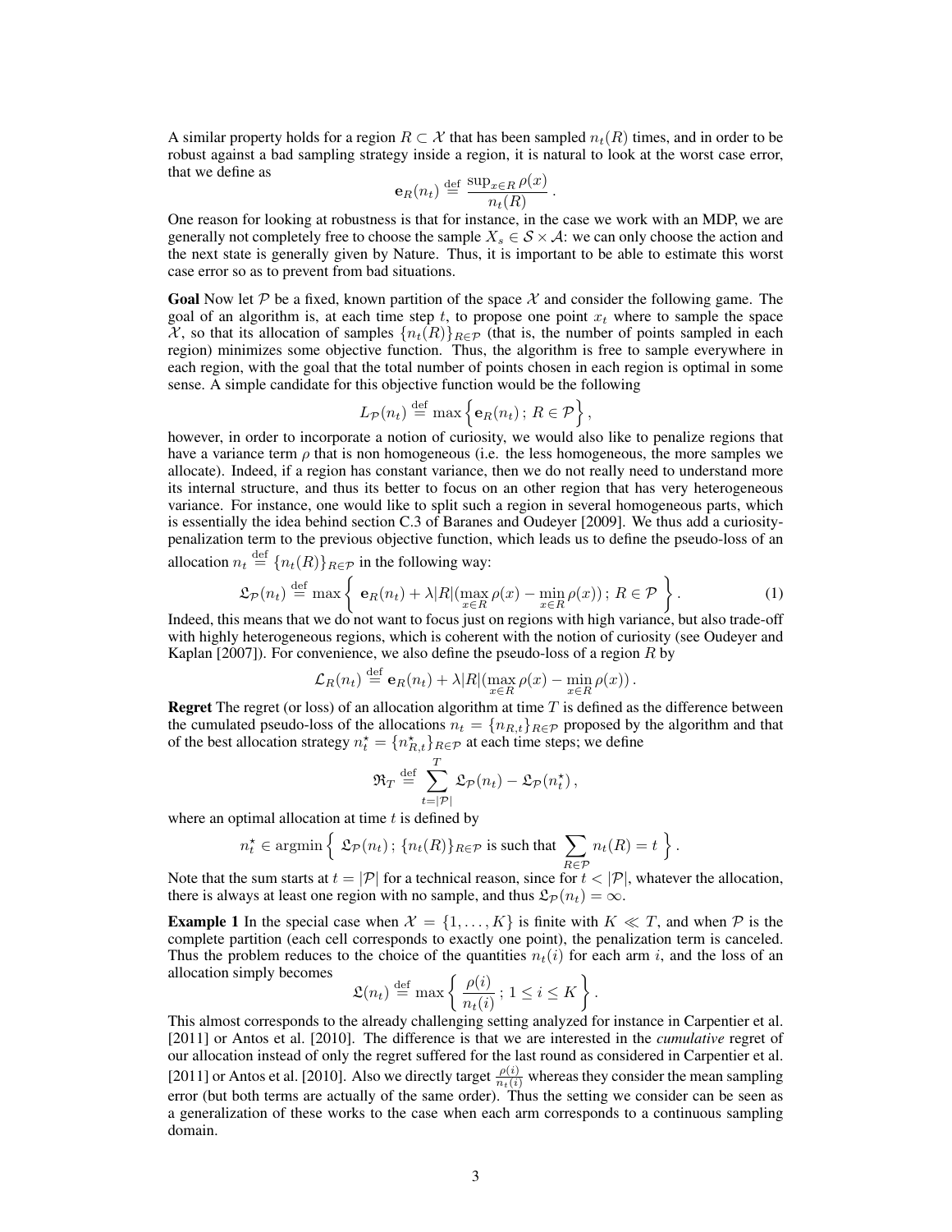A similar property holds for a region $R \subset \mathcal{X}$ that has been sampled $n_t(R)$ times, and in order to be robust against a bad sampling strategy inside a region, it is natural to look at the worst case error, that we define as

$$\mathbf{e}_R(n_t) \stackrel{\text{def}}{=} \frac{\sup_{x \in R} \rho(x)}{n_t(R)}.$$

One reason for looking at robustness is that for instance, in the case we work with an MDP, we are generally not completely free to choose the sample $X_s \in \mathcal{S} \times \mathcal{A}$: we can only choose the action and the next state is generally given by Nature. Thus, it is important to be able to estimate this worst case error so as to prevent from bad situations.

**Goal** Now let $\mathcal{P}$ be a fixed, known partition of the space $\mathcal{X}$ and consider the following game. The goal of an algorithm is, at each time step $t$, to propose one point $x_t$ where to sample the space $\mathcal{X}$, so that its allocation of samples $\{n_t(R)\}_{R \in \mathcal{P}}$ (that is, the number of points sampled in each region) minimizes some objective function. Thus, the algorithm is free to sample everywhere in each region, with the goal that the total number of points chosen in each region is optimal in some sense. A simple candidate for this objective function would be the following

$$L_{\mathcal{P}}(n_t) \stackrel{\text{def}}{=} \max\Big\{ \mathbf{e}_R(n_t)\,;\, R \in \mathcal{P} \Big\},$$

however, in order to incorporate a notion of curiosity, we would also like to penalize regions that have a variance term $\rho$ that is non homogeneous (i.e. the less homogeneous, the more samples we allocate). Indeed, if a region has constant variance, then we do not really need to understand more its internal structure, and thus its better to focus on an other region that has very heterogeneous variance. For instance, one would like to split such a region in several homogeneous parts, which is essentially the idea behind section C.3 of Baranes and Oudeyer [2009]. We thus add a curiosity-penalization term to the previous objective function, which leads us to define the pseudo-loss of an allocation $n_t \stackrel{\text{def}}{=} \{n_t(R)\}_{R \in \mathcal{P}}$ in the following way:

$$\mathfrak{L}_{\mathcal{P}}(n_t) \stackrel{\text{def}}{=} \max\Big\{ \ \mathbf{e}_R(n_t) + \lambda |R| (\max_{x \in R} \rho(x) - \min_{x \in R} \rho(x))\,;\, R \in \mathcal{P} \ \Big\}. \tag{1}$$

Indeed, this means that we do not want to focus just on regions with high variance, but also trade-off with highly heterogeneous regions, which is coherent with the notion of curiosity (see Oudeyer and Kaplan [2007]). For convenience, we also define the pseudo-loss of a region $R$ by

$$\mathcal{L}_R(n_t) \stackrel{\text{def}}{=} \mathbf{e}_R(n_t) + \lambda |R| (\max_{x \in R} \rho(x) - \min_{x \in R} \rho(x)).$$

**Regret** The regret (or loss) of an allocation algorithm at time $T$ is defined as the difference between the cumulated pseudo-loss of the allocations $n_t = \{n_{R,t}\}_{R \in \mathcal{P}}$ proposed by the algorithm and that of the best allocation strategy $n_t^\star = \{n_{R,t}^\star\}_{R \in \mathcal{P}}$ at each time steps; we define

$$\mathfrak{R}_T \stackrel{\text{def}}{=} \sum_{t=|\mathcal{P}|}^{T} \mathfrak{L}_{\mathcal{P}}(n_t) - \mathfrak{L}_{\mathcal{P}}(n_t^\star),$$

where an optimal allocation at time $t$ is defined by

$$n_t^\star \in \operatorname{argmin}\Big\{ \ \mathfrak{L}_{\mathcal{P}}(n_t)\,;\, \{n_t(R)\}_{R \in \mathcal{P}} \text{ is such that } \sum_{R \in \mathcal{P}} n_t(R) = t \ \Big\}.$$

Note that the sum starts at $t = |\mathcal{P}|$ for a technical reason, since for $t < |\mathcal{P}|$, whatever the allocation, there is always at least one region with no sample, and thus $\mathfrak{L}_{\mathcal{P}}(n_t) = \infty$.

**Example 1** In the special case when $\mathcal{X} = \{1, \dots, K\}$ is finite with $K \ll T$, and when $\mathcal{P}$ is the complete partition (each cell corresponds to exactly one point), the penalization term is canceled. Thus the problem reduces to the choice of the quantities $n_t(i)$ for each arm $i$, and the loss of an allocation simply becomes

$$\mathfrak{L}(n_t) \stackrel{\text{def}}{=} \max\Big\{ \ \frac{\rho(i)}{n_t(i)}\,;\, 1 \leq i \leq K \ \Big\}.$$

This almost corresponds to the already challenging setting analyzed for instance in Carpentier et al. [2011] or Antos et al. [2010]. The difference is that we are interested in the *cumulative* regret of our allocation instead of only the regret suffered for the last round as considered in Carpentier et al. [2011] or Antos et al. [2010]. Also we directly target $\frac{\rho(i)}{n_t(i)}$ whereas they consider the mean sampling error (but both terms are actually of the same order). Thus the setting we consider can be seen as a generalization of these works to the case when each arm corresponds to a continuous sampling domain.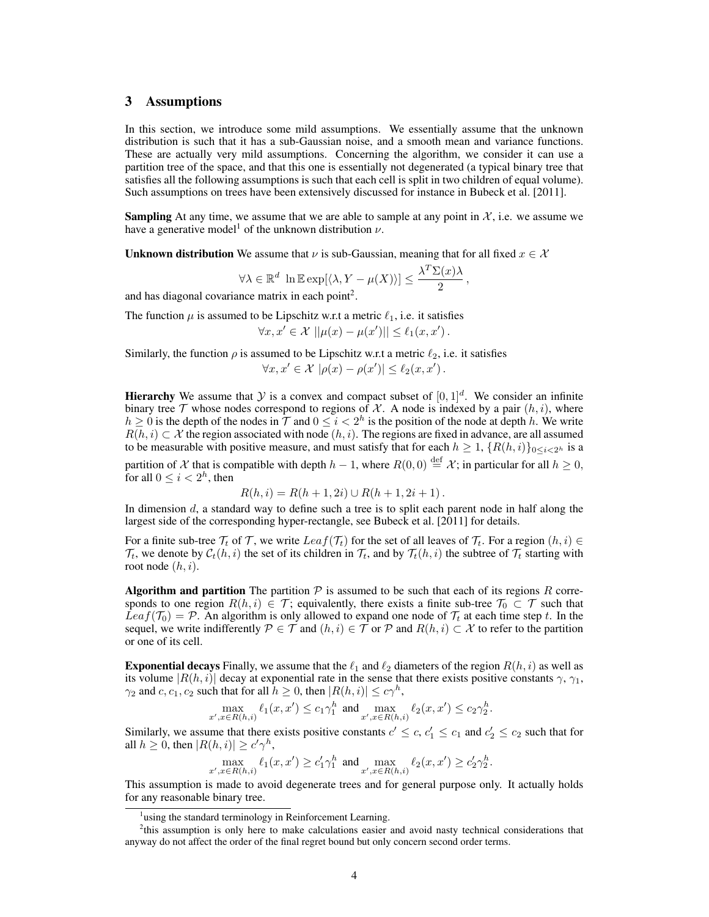## 3 Assumptions

In this section, we introduce some mild assumptions. We essentially assume that the unknown distribution is such that it has a sub-Gaussian noise, and a smooth mean and variance functions. These are actually very mild assumptions. Concerning the algorithm, we consider it can use a partition tree of the space, and that this one is essentially not degenerated (a typical binary tree that satisfies all the following assumptions is such that each cell is split in two children of equal volume). Such assumptions on trees have been extensively discussed for instance in Bubeck et al. [2011].

**Sampling** At any time, we assume that we are able to sample at any point in $\mathcal{X}$, i.e. we assume we have a generative model[1] of the unknown distribution $\nu$.

**Unknown distribution** We assume that $\nu$ is sub-Gaussian, meaning that for all fixed $x \in \mathcal{X}$

$$\forall \lambda \in \mathbb{R}^d \;\; \ln \mathbb{E} \exp[\langle \lambda, Y - \mu(X) \rangle] \leq \frac{\lambda^T \Sigma(x) \lambda}{2}\,,$$

and has diagonal covariance matrix in each point[2].

The function $\mu$ is assumed to be Lipschitz w.r.t a metric $\ell_1$, i.e. it satisfies

$$\forall x, x' \in \mathcal{X} \;\; ||\mu(x) - \mu(x')|| \leq \ell_1(x, x')\,.$$

Similarly, the function $\rho$ is assumed to be Lipschitz w.r.t a metric $\ell_2$, i.e. it satisfies

$$\forall x, x' \in \mathcal{X} \;\; |\rho(x) - \rho(x')| \leq \ell_2(x, x')\,.$$

**Hierarchy** We assume that $\mathcal{Y}$ is a convex and compact subset of $[0, 1]^d$. We consider an infinite binary tree $\mathcal{T}$ whose nodes correspond to regions of $\mathcal{X}$. A node is indexed by a pair $(h, i)$, where $h \geq 0$ is the depth of the nodes in $\mathcal{T}$ and $0 \leq i < 2^h$ is the position of the node at depth $h$. We write $R(h, i) \subset \mathcal{X}$ the region associated with node $(h, i)$. The regions are fixed in advance, are all assumed to be measurable with positive measure, and must satisfy that for each $h \geq 1$, $\{R(h, i)\}_{0 \leq i < 2^h}$ is a partition of $\mathcal{X}$ that is compatible with depth $h - 1$, where $R(0, 0) \stackrel{\text{def}}{=} \mathcal{X}$; in particular for all $h \geq 0$, for all $0 \leq i < 2^h$, then

$$R(h, i) = R(h + 1, 2i) \cup R(h + 1, 2i + 1)\,.$$

In dimension $d$, a standard way to define such a tree is to split each parent node in half along the largest side of the corresponding hyper-rectangle, see Bubeck et al. [2011] for details.

For a finite sub-tree $\mathcal{T}_t$ of $\mathcal{T}$, we write $Leaf(\mathcal{T}_t)$ for the set of all leaves of $\mathcal{T}_t$. For a region $(h, i) \in \mathcal{T}_t$, we denote by $\mathcal{C}_t(h, i)$ the set of its children in $\mathcal{T}_t$, and by $\mathcal{T}_t(h, i)$ the subtree of $\mathcal{T}_t$ starting with root node $(h, i)$.

**Algorithm and partition** The partition $\mathcal{P}$ is assumed to be such that each of its regions $R$ corresponds to one region $R(h, i) \in \mathcal{T}$; equivalently, there exists a finite sub-tree $\mathcal{T}_0 \subset \mathcal{T}$ such that $Leaf(\mathcal{T}_0) = \mathcal{P}$. An algorithm is only allowed to expand one node of $\mathcal{T}_t$ at each time step $t$. In the sequel, we write indifferently $\mathcal{P} \in \mathcal{T}$ and $(h, i) \in \mathcal{T}$ or $\mathcal{P}$ and $R(h, i) \subset \mathcal{X}$ to refer to the partition or one of its cell.

**Exponential decays** Finally, we assume that the $\ell_1$ and $\ell_2$ diameters of the region $R(h, i)$ as well as its volume $|R(h, i)|$ decay at exponential rate in the sense that there exists positive constants $\gamma$, $\gamma_1$, $\gamma_2$ and $c, c_1, c_2$ such that for all $h \geq 0$, then $|R(h, i)| \leq c\gamma^h$,

$$\max_{x', x \in R(h,i)} \ell_1(x, x') \leq c_1 \gamma_1^h \text{ and } \max_{x', x \in R(h,i)} \ell_2(x, x') \leq c_2 \gamma_2^h.$$

Similarly, we assume that there exists positive constants $c' \leq c$, $c_1' \leq c_1$ and $c_2' \leq c_2$ such that for all $h \geq 0$, then $|R(h, i)| \geq c'\gamma^h$,

$$\max_{x', x \in R(h,i)} \ell_1(x, x') \geq c_1' \gamma_1^h \text{ and } \max_{x', x \in R(h,i)} \ell_2(x, x') \geq c_2' \gamma_2^h.$$

This assumption is made to avoid degenerate trees and for general purpose only. It actually holds for any reasonable binary tree.

[1] using the standard terminology in Reinforcement Learning.

[2] this assumption is only here to make calculations easier and avoid nasty technical considerations that anyway do not affect the order of the final regret bound but only concern second order terms.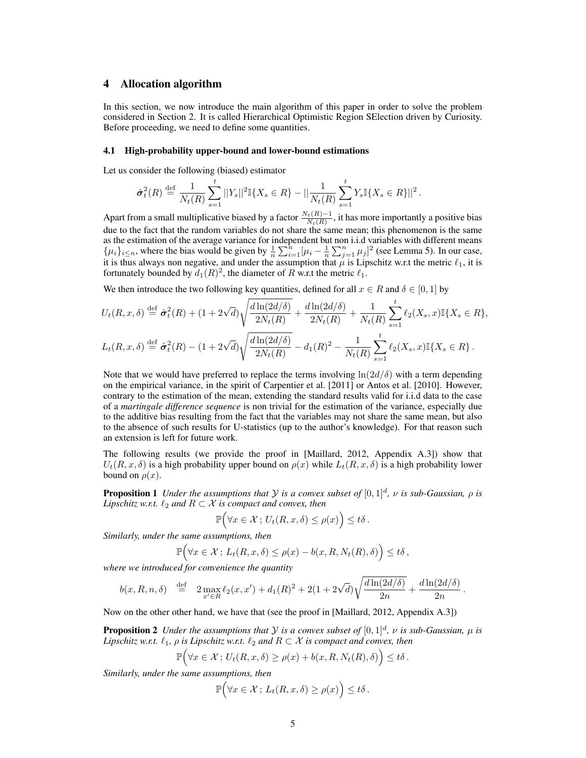# 4 Allocation algorithm

In this section, we now introduce the main algorithm of this paper in order to solve the problem considered in Section 2. It is called Hierarchical Optimistic Region SElection driven by Curiosity. Before proceeding, we need to define some quantities.

### 4.1 High-probability upper-bound and lower-bound estimations

Let us consider the following (biased) estimator

$$\hat{\boldsymbol{\sigma}}_t^2(R) \stackrel{\text{def}}{=} \frac{1}{N_t(R)} \sum_{s=1}^{t} ||Y_s||^2 \mathbb{I}\{X_s \in R\} - || \frac{1}{N_t(R)} \sum_{s=1}^{t} Y_s \mathbb{I}\{X_s \in R\}||^2 .$$

Apart from a small multiplicative biased by a factor $\frac{N_t(R)-1}{N_t(R)}$, it has more importantly a positive bias due to the fact that the random variables do not share the same mean; this phenomenon is the same as the estimation of the average variance for independent but non i.i.d variables with different means $\{\mu_i\}_{i\leq n}$, where the bias would be given by $\frac{1}{n}\sum_{i=1}^{n}[\mu_i - \frac{1}{n}\sum_{j=1}^{n}\mu_j]^2$ (see Lemma 5). In our case, it is thus always non negative, and under the assumption that $\mu$ is Lipschitz w.r.t the metric $\ell_1$, it is fortunately bounded by $d_1(R)^2$, the diameter of $R$ w.r.t the metric $\ell_1$.

We then introduce the two following key quantities, defined for all $x \in R$ and $\delta \in [0, 1]$ by

$$U_t(R, x, \delta) \stackrel{\text{def}}{=} \hat{\boldsymbol{\sigma}}_t^2(R) + (1 + 2\sqrt{d})\sqrt{\frac{d\ln(2d/\delta)}{2N_t(R)}} + \frac{d\ln(2d/\delta)}{2N_t(R)} + \frac{1}{N_t(R)}\sum_{s=1}^{t}\ell_2(X_s, x)\mathbb{I}\{X_s \in R\},$$

$$L_t(R, x, \delta) \stackrel{\text{def}}{=} \hat{\boldsymbol{\sigma}}_t^2(R) - (1 + 2\sqrt{d})\sqrt{\frac{d\ln(2d/\delta)}{2N_t(R)}} - d_1(R)^2 - \frac{1}{N_t(R)}\sum_{s=1}^{t}\ell_2(X_s, x)\mathbb{I}\{X_s \in R\} .$$

Note that we would have preferred to replace the terms involving $\ln(2d/\delta)$ with a term depending on the empirical variance, in the spirit of Carpentier et al. [2011] or Antos et al. [2010]. However, contrary to the estimation of the mean, extending the standard results valid for i.i.d data to the case of a *martingale difference sequence* is non trivial for the estimation of the variance, especially due to the additive bias resulting from the fact that the variables may not share the same mean, but also to the absence of such results for U-statistics (up to the author's knowledge). For that reason such an extension is left for future work.

The following results (we provide the proof in [Maillard, 2012, Appendix A.3]) show that $U_t(R, x, \delta)$ is a high probability upper bound on $\rho(x)$ while $L_t(R, x, \delta)$ is a high probability lower bound on $\rho(x)$.

**Proposition 1** *Under the assumptions that $\mathcal{Y}$ is a convex subset of $[0, 1]^d$, $\nu$ is sub-Gaussian, $\rho$ is Lipschitz w.r.t. $\ell_2$ and $R \subset \mathcal{X}$ is compact and convex, then*

$$\mathbb{P}\Big(\forall x \in \mathcal{X}\,;\, U_t(R, x, \delta) \leq \rho(x)\Big) \leq t\delta .$$

*Similarly, under the same assumptions, then*

$$\mathbb{P}\Big(\forall x \in \mathcal{X}\,;\, L_t(R, x, \delta) \leq \rho(x) - b(x, R, N_t(R), \delta)\Big) \leq t\delta ,$$

*where we introduced for convenience the quantity*

$$b(x, R, n, \delta) \quad \stackrel{\text{def}}{=} \quad 2\max_{x'\in R}\ell_2(x, x') + d_1(R)^2 + 2(1 + 2\sqrt{d})\sqrt{\frac{d\ln(2d/\delta)}{2n}} + \frac{d\ln(2d/\delta)}{2n} .$$

Now on the other other hand, we have that (see the proof in [Maillard, 2012, Appendix A.3])

**Proposition 2** *Under the assumptions that $\mathcal{Y}$ is a convex subset of $[0, 1]^d$, $\nu$ is sub-Gaussian, $\mu$ is Lipschitz w.r.t. $\ell_1$, $\rho$ is Lipschitz w.r.t. $\ell_2$ and $R \subset \mathcal{X}$ is compact and convex, then*

$$\mathbb{P}\Big(\forall x \in \mathcal{X}\,;\, U_t(R, x, \delta) \geq \rho(x) + b(x, R, N_t(R), \delta)\Big) \leq t\delta .$$

*Similarly, under the same assumptions, then*

$$\mathbb{P}\Big(\forall x \in \mathcal{X}\,;\, L_t(R, x, \delta) \geq \rho(x)\Big) \leq t\delta .$$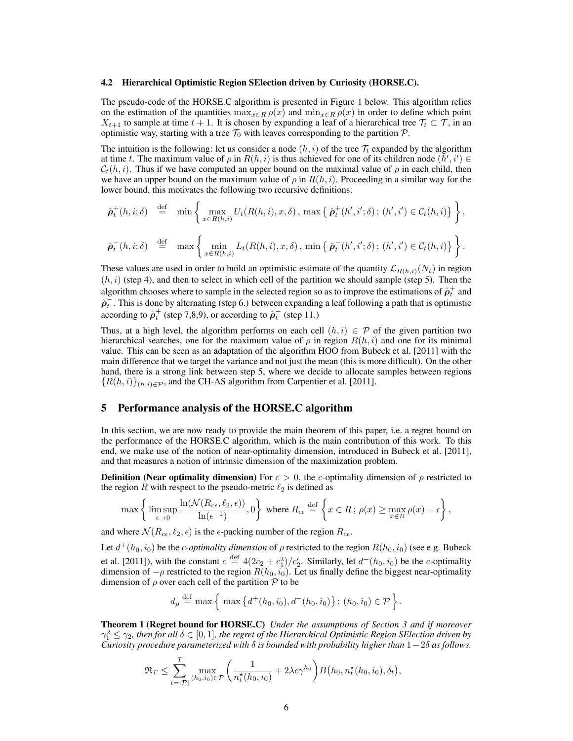### 4.2 Hierarchical Optimistic Region SElection driven by Curiosity (HORSE.C).

The pseudo-code of the HORSE.C algorithm is presented in Figure 1 below. This algorithm relies on the estimation of the quantities $\max_{x\in R}\rho(x)$ and $\min_{x\in R}\rho(x)$ in order to define which point $X_{t+1}$ to sample at time $t+1$. It is chosen by expanding a leaf of a hierarchical tree $\mathcal{T}_t \subset \mathcal{T}$, in an optimistic way, starting with a tree $\mathcal{T}_0$ with leaves corresponding to the partition $\mathcal{P}$.

The intuition is the following: let us consider a node $(h,i)$ of the tree $\mathcal{T}_t$ expanded by the algorithm at time $t$. The maximum value of $\rho$ in $R(h,i)$ is thus achieved for one of its children node $(h',i') \in \mathcal{C}_t(h,i)$. Thus if we have computed an upper bound on the maximal value of $\rho$ in each child, then we have an upper bound on the maximum value of $\rho$ in $R(h,i)$. Proceeding in a similar way for the lower bound, this motivates the following two recursive definitions:

$$\hat{\boldsymbol{\rho}}_t^+(h,i;\delta) \stackrel{\text{def}}{=} \min\left\{ \max_{x\in R(h,i)} U_t(R(h,i),x,\delta)\,,\, \max\left\{ \hat{\boldsymbol{\rho}}_t^+(h',i';\delta)\,;\,(h',i')\in\mathcal{C}_t(h,i)\right\}\right\},$$

$$\hat{\boldsymbol{\rho}}_t^-(h,i;\delta) \stackrel{\text{def}}{=} \max\left\{ \min_{x\in R(h,i)} L_t(R(h,i),x,\delta)\,,\, \min\left\{ \hat{\boldsymbol{\rho}}_t^-(h',i';\delta)\,;\,(h',i')\in\mathcal{C}_t(h,i)\right\}\right\}.$$

These values are used in order to build an optimistic estimate of the quantity $\mathcal{L}_{R(h,i)}(N_t)$ in region $(h,i)$ (step 4), and then to select in which cell of the partition we should sample (step 5). Then the algorithm chooses where to sample in the selected region so as to improve the estimations of $\hat{\boldsymbol{\rho}}_t^+$ and $\hat{\boldsymbol{\rho}}_t^-$. This is done by alternating (step 6.) between expanding a leaf following a path that is optimistic according to $\hat{\boldsymbol{\rho}}_t^+$ (step 7,8,9), or according to $\hat{\boldsymbol{\rho}}_t^-$ (step 11.)

Thus, at a high level, the algorithm performs on each cell $(h,i)\in\mathcal{P}$ of the given partition two hierarchical searches, one for the maximum value of $\rho$ in region $R(h,i)$ and one for its minimal value. This can be seen as an adaptation of the algorithm HOO from Bubeck et al. [2011] with the main difference that we target the variance and not just the mean (this is more difficult). On the other hand, there is a strong link between step 5, where we decide to allocate samples between regions $\{R(h,i)\}_{(h,i)\in\mathcal{P}}$, and the CH-AS algorithm from Carpentier et al. [2011].

## 5 Performance analysis of the HORSE.C algorithm

In this section, we are now ready to provide the main theorem of this paper, i.e. a regret bound on the performance of the HORSE.C algorithm, which is the main contribution of this work. To this end, we make use of the notion of near-optimality dimension, introduced in Bubeck et al. [2011], and that measures a notion of intrinsic dimension of the maximization problem.

**Definition (Near optimality dimension)** For $c>0$, the $c$-optimality dimension of $\rho$ restricted to the region $R$ with respect to the pseudo-metric $\ell_2$ is defined as

$$\max\left\{ \limsup_{\epsilon\to 0} \frac{\ln(\mathcal{N}(R_{c\epsilon},\ell_2,\epsilon))}{\ln(\epsilon^{-1})}, 0\right\} \text{ where } R_{c\epsilon} \stackrel{\text{def}}{=} \left\{ x\in R\,;\,\rho(x) \geq \max_{x\in R}\rho(x) - \epsilon\right\},$$

and where $\mathcal{N}(R_{c\epsilon},\ell_2,\epsilon)$ is the $\epsilon$-packing number of the region $R_{c\epsilon}$.

Let $d^+(h_0,i_0)$ be the *c-optimality dimension* of $\rho$ restricted to the region $R(h_0,i_0)$ (see e.g. Bubeck et al. [2011]), with the constant $c \stackrel{\text{def}}{=} 4(2c_2+c_1^2)/c_2'$. Similarly, let $d^-(h_0,i_0)$ be the $c$-optimality dimension of $-\rho$ restricted to the region $R(h_0,i_0)$. Let us finally define the biggest near-optimality dimension of $\rho$ over each cell of the partition $\mathcal{P}$ to be

$$d_\rho \stackrel{\text{def}}{=} \max\Big\{ \max\left\{d^+(h_0,i_0), d^-(h_0,i_0)\right\}\,;\,(h_0,i_0)\in\mathcal{P}\Big\}.$$

**Theorem 1 (Regret bound for HORSE.C)** *Under the assumptions of Section 3 and if moreover $\gamma_1^2 \leq \gamma_2$, then for all $\delta\in[0,1]$, the regret of the Hierarchical Optimistic Region SElection driven by Curiosity procedure parameterized with $\delta$ is bounded with probability higher than $1-2\delta$ as follows.*

$$\mathfrak{R}_T \leq \sum_{t=|\mathcal{P}|}^{T} \max_{(h_0,i_0)\in\mathcal{P}} \left(\frac{1}{n_t^\star(h_0,i_0)} + 2\lambda c\gamma^{h_0}\right) B\big(h_0, n_t^\star(h_0,i_0),\delta_t\big),$$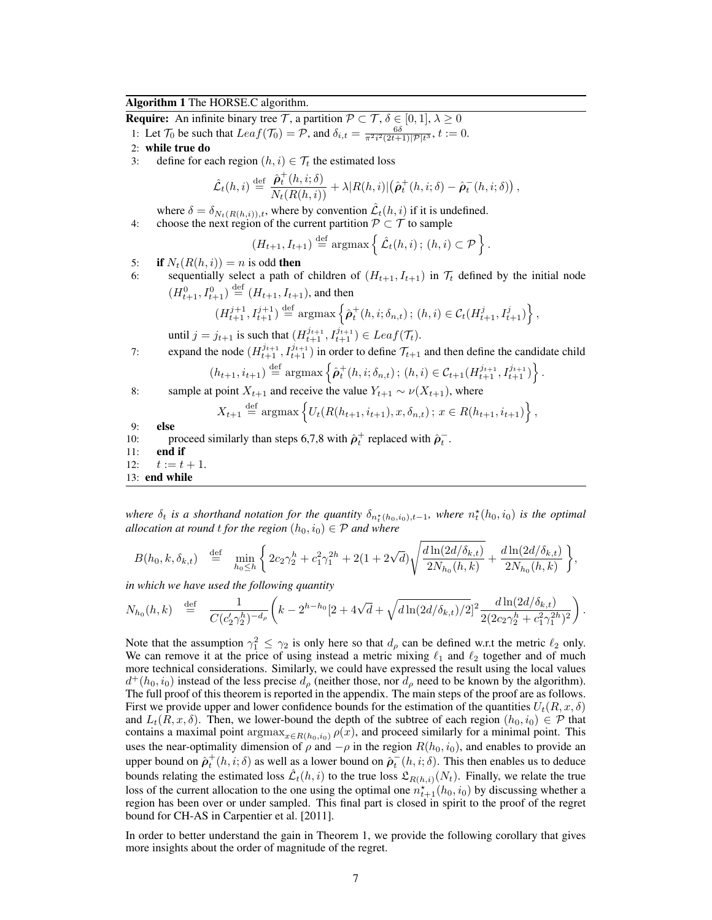**Algorithm 1** The HORSE.C algorithm.

**Require:** An infinite binary tree $\mathcal{T}$, a partition $\mathcal{P} \subset \mathcal{T}$, $\delta \in [0,1]$, $\lambda \geq 0$

1: Let $\mathcal{T}_0$ be such that $Leaf(\mathcal{T}_0) = \mathcal{P}$, and $\delta_{i,t} = \frac{6\delta}{\pi^2 i^2 (2t+1)|\mathcal{P}|t^3}$, $t := 0$.

2: **while true do**

3: define for each region $(h,i) \in \mathcal{T}_t$ the estimated loss

$$\hat{\mathcal{L}}_t(h,i) \stackrel{\text{def}}{=} \frac{\hat{\boldsymbol{\rho}}_t^+(h,i;\delta)}{N_t(R(h,i))} + \lambda |R(h,i)| \big(\hat{\boldsymbol{\rho}}_t^+(h,i;\delta) - \hat{\boldsymbol{\rho}}_t^-(h,i;\delta)\big)\,,$$

where $\delta = \delta_{N_t(R(h,i)),t}$, where by convention $\hat{\mathcal{L}}_t(h,i)$ if it is undefined.

4: choose the next region of the current partition $\mathcal{P} \subset \mathcal{T}$ to sample

$$(H_{t+1}, I_{t+1}) \stackrel{\text{def}}{=} \operatorname{argmax} \Big\{ \hat{\mathcal{L}}_t(h,i)\,;\,(h,i) \subset \mathcal{P} \Big\}\,.$$

5: **if** $N_t(R(h,i)) = n$ is odd **then**

6: sequentially select a path of children of $(H_{t+1}, I_{t+1})$ in $\mathcal{T}_t$ defined by the initial node $(H^0_{t+1}, I^0_{t+1}) \stackrel{\text{def}}{=} (H_{t+1}, I_{t+1})$, and then

$$(H^{j+1}_{t+1}, I^{j+1}_{t+1}) \stackrel{\text{def}}{=} \operatorname{argmax} \Big\{ \hat{\boldsymbol{\rho}}_t^+(h,i;\delta_{n,t})\,;\,(h,i) \in \mathcal{C}_t(H^j_{t+1}, I^j_{t+1}) \Big\}\,,$$

until $j = j_{t+1}$ is such that $(H^{j_{t+1}}_{t+1}, I^{j_{t+1}}_{t+1}) \in Leaf(\mathcal{T}_t)$.

7: expand the node $(H^{j_{t+1}}_{t+1}, I^{j_{t+1}}_{t+1})$ in order to define $\mathcal{T}_{t+1}$ and then define the candidate child

$$(h_{t+1}, i_{t+1}) \stackrel{\text{def}}{=} \operatorname{argmax} \Big\{ \hat{\boldsymbol{\rho}}_t^+(h,i;\delta_{n,t})\,;\,(h,i) \in \mathcal{C}_{t+1}(H^{j_{t+1}}_{t+1}, I^{j_{t+1}}_{t+1}) \Big\}\,.$$

8: sample at point $X_{t+1}$ and receive the value $Y_{t+1} \sim \nu(X_{t+1})$, where

$$X_{t+1} \stackrel{\text{def}}{=} \operatorname{argmax} \Big\{ U_t(R(h_{t+1}, i_{t+1}), x, \delta_{n,t})\,;\,x \in R(h_{t+1}, i_{t+1}) \Big\}\,,$$

9: **else**

10: proceed similarly than steps 6,7,8 with $\hat{\boldsymbol{\rho}}_t^+$ replaced with $\hat{\boldsymbol{\rho}}_t^-$.

11: **end if**

12: $t := t+1$.

13: **end while**

*where $\delta_t$ is a shorthand notation for the quantity $\delta_{n^\star_t(h_0,i_0),t-1}$, where $n^\star_t(h_0,i_0)$ is the optimal allocation at round $t$ for the region $(h_0,i_0) \in \mathcal{P}$ and where*

$$B(h_0,k,\delta_{k,t}) \quad \stackrel{\text{def}}{=} \quad \min_{h_0 \leq h} \left\{ 2c_2\gamma_2^h + c_1^2\gamma_1^{2h} + 2(1+2\sqrt{d})\sqrt{\frac{d\ln(2d/\delta_{k,t})}{2N_{h_0}(h,k)}} + \frac{d\ln(2d/\delta_{k,t})}{2N_{h_0}(h,k)} \right\},$$

*in which we have used the following quantity*

$$N_{h_0}(h,k) \quad \stackrel{\text{def}}{=} \quad \frac{1}{C(c_2'\gamma_2^h)^{-d_\rho}} \left( k - 2^{h-h_0}[2 + 4\sqrt{d} + \sqrt{d\ln(2d/\delta_{k,t})/2}]^2 \frac{d\ln(2d/\delta_{k,t})}{2(2c_2\gamma_2^h + c_1^2\gamma_1^{2h})^2} \right).$$

Note that the assumption $\gamma_1^2 \leq \gamma_2$ is only here so that $d_\rho$ can be defined w.r.t the metric $\ell_2$ only. We can remove it at the price of using instead a metric mixing $\ell_1$ and $\ell_2$ together and of much more technical considerations. Similarly, we could have expressed the result using the local values $d^+(h_0,i_0)$ instead of the less precise $d_\rho$ (neither those, nor $d_\rho$ need to be known by the algorithm). The full proof of this theorem is reported in the appendix. The main steps of the proof are as follows. First we provide upper and lower confidence bounds for the estimation of the quantities $U_t(R,x,\delta)$ and $L_t(R,x,\delta)$. Then, we lower-bound the depth of the subtree of each region $(h_0,i_0) \in \mathcal{P}$ that contains a maximal point $\operatorname{argmax}_{x \in R(h_0,i_0)} \rho(x)$, and proceed similarly for a minimal point. This uses the near-optimality dimension of $\rho$ and $-\rho$ in the region $R(h_0,i_0)$, and enables to provide an upper bound on $\hat{\boldsymbol{\rho}}_t^+(h,i;\delta)$ as well as a lower bound on $\hat{\boldsymbol{\rho}}_t^-(h,i;\delta)$. This then enables us to deduce bounds relating the estimated loss $\hat{\mathcal{L}}_t(h,i)$ to the true loss $\mathfrak{L}_{R(h,i)}(N_t)$. Finally, we relate the true loss of the current allocation to the one using the optimal one $n^\star_{t+1}(h_0,i_0)$ by discussing whether a region has been over or under sampled. This final part is closed in spirit to the proof of the regret bound for CH-AS in Carpentier et al. [2011].

In order to better understand the gain in Theorem 1, we provide the following corollary that gives more insights about the order of magnitude of the regret.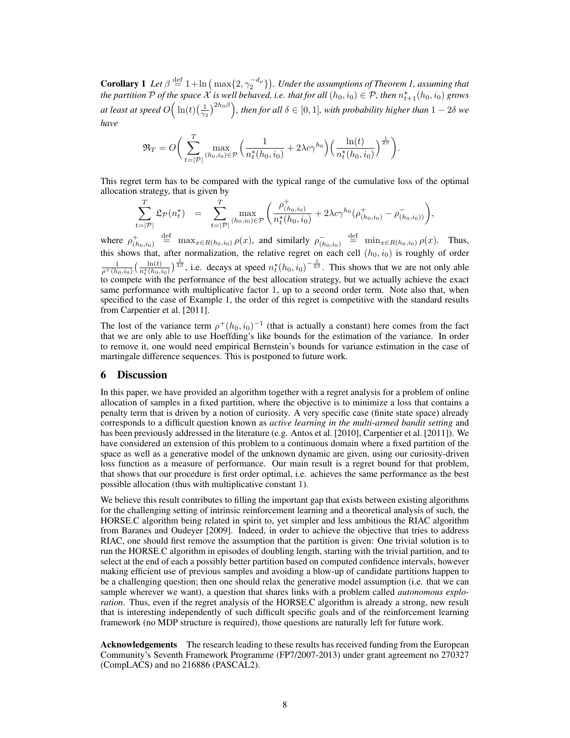**Corollary 1** *Let $\beta \stackrel{\text{def}}{=} 1+\ln\big(\max\{2, \gamma_2^{-d_\rho}\}\big)$. Under the assumptions of Theorem 1, assuming that the partition $\mathcal{P}$ of the space $\mathcal{X}$ is well behaved, i.e. that for all $(h_0, i_0) \in \mathcal{P}$, then $n^\star_{t+1}(h_0, i_0)$ grows at least at speed $O\Big(\ln(t)\big(\frac{1}{\gamma_2}\big)^{2h_0\beta}\Big)$, then for all $\delta \in [0, 1]$, with probability higher than $1 - 2\delta$ we have*

$$\mathfrak{R}_T = O\bigg(\sum_{t=|\mathcal{P}|}^{T} \max_{(h_0,i_0)\in\mathcal{P}} \Big(\frac{1}{n^\star_t(h_0, i_0)} + 2\lambda c\gamma^{h_0}\Big)\Big(\frac{\ln(t)}{n^\star_t(h_0, i_0)}\Big)^{\frac{1}{2\beta}}\bigg).$$

This regret term has to be compared with the typical range of the cumulative loss of the optimal allocation strategy, that is given by

$$\sum_{t=|\mathcal{P}|}^{T} \mathfrak{L}_{\mathcal{P}}(n^\star_t) = \sum_{t=|\mathcal{P}|}^{T} \max_{(h_0,i_0)\in\mathcal{P}} \bigg(\frac{\rho^+_{(h_0,i_0)}}{n^\star_t(h_0, i_0)} + 2\lambda c\gamma^{h_0}(\rho^+_{(h_0,i_0)} - \rho^-_{(h_0,i_0))})\bigg),$$

where $\rho^+_{(h_0,i_0)} \stackrel{\text{def}}{=} \max_{x\in R(h_0,i_0)} \rho(x)$, and similarly $\rho^-_{(h_0,i_0)} \stackrel{\text{def}}{=} \min_{x\in R(h_0,i_0)} \rho(x)$. Thus, this shows that, after normalization, the relative regret on each cell $(h_0, i_0)$ is roughly of order $\frac{1}{\rho^+(h_0,i_0)}\big(\frac{\ln(t)}{n^\star_t(h_0,i_0)}\big)^{\frac{1}{2\beta}}$, i.e. decays at speed $n^\star_t(h_0, i_0)^{-\frac{1}{2\beta}}$. This shows that we are not only able to compete with the performance of the best allocation strategy, but we actually achieve the exact same performance with multiplicative factor 1, up to a second order term. Note also that, when specified to the case of Example 1, the order of this regret is competitive with the standard results from Carpentier et al. [2011].

The lost of the variance term $\rho^+(h_0, i_0)^{-1}$ (that is actually a constant) here comes from the fact that we are only able to use Hoeffding's like bounds for the estimation of the variance. In order to remove it, one would need empirical Bernstein's bounds for variance estimation in the case of martingale difference sequences. This is postponed to future work.

## 6 Discussion

In this paper, we have provided an algorithm together with a regret analysis for a problem of online allocation of samples in a fixed partition, where the objective is to minimize a loss that contains a penalty term that is driven by a notion of curiosity. A very specific case (finite state space) already corresponds to a difficult question known as *active learning in the multi-armed bandit setting* and has been previously addressed in the literature (e.g. Antos et al. [2010], Carpentier et al. [2011]). We have considered an extension of this problem to a continuous domain where a fixed partition of the space as well as a generative model of the unknown dynamic are given, using our curiosity-driven loss function as a measure of performance. Our main result is a regret bound for that problem, that shows that our procedure is first order optimal, i.e. achieves the same performance as the best possible allocation (thus with multiplicative constant 1).

We believe this result contributes to filling the important gap that exists between existing algorithms for the challenging setting of intrinsic reinforcement learning and a theoretical analysis of such, the HORSE.C algorithm being related in spirit to, yet simpler and less ambitious the RIAC algorithm from Baranes and Oudeyer [2009]. Indeed, in order to achieve the objective that tries to address RIAC, one should first remove the assumption that the partition is given: One trivial solution is to run the HORSE.C algorithm in episodes of doubling length, starting with the trivial partition, and to select at the end of each a possibly better partition based on computed confidence intervals, however making efficient use of previous samples and avoiding a blow-up of candidate partitions happen to be a challenging question; then one should relax the generative model assumption (i.e. that we can sample wherever we want), a question that shares links with a problem called *autonomous exploration*. Thus, even if the regret analysis of the HORSE.C algorithm is already a strong, new result that is interesting independently of such difficult specific goals and of the reinforcement learning framework (no MDP structure is required), those questions are naturally left for future work.

**Acknowledgements** The research leading to these results has received funding from the European Community's Seventh Framework Programme (FP7/2007-2013) under grant agreement no 270327 (CompLACS) and no 216886 (PASCAL2).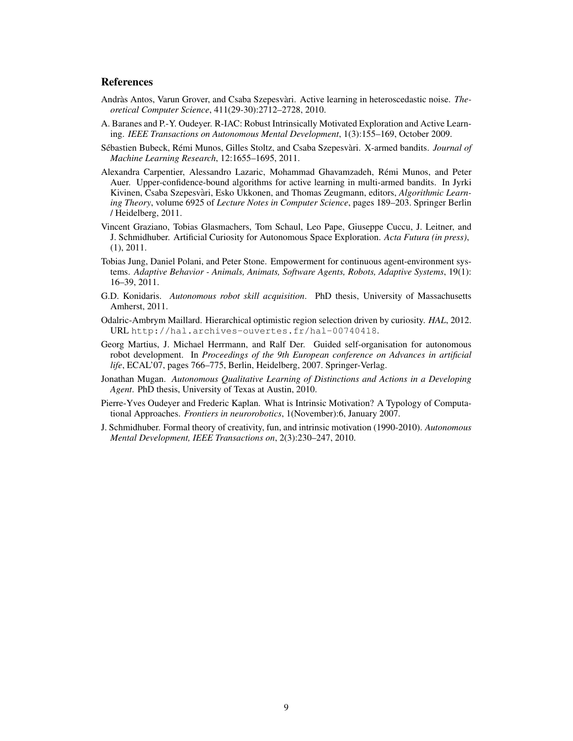## References

Andràs Antos, Varun Grover, and Csaba Szepesvàri. Active learning in heteroscedastic noise. *Theoretical Computer Science*, 411(29-30):2712–2728, 2010.

A. Baranes and P.-Y. Oudeyer. R-IAC: Robust Intrinsically Motivated Exploration and Active Learning. *IEEE Transactions on Autonomous Mental Development*, 1(3):155–169, October 2009.

Sébastien Bubeck, Rémi Munos, Gilles Stoltz, and Csaba Szepesvàri. X-armed bandits. *Journal of Machine Learning Research*, 12:1655–1695, 2011.

Alexandra Carpentier, Alessandro Lazaric, Mohammad Ghavamzadeh, Rémi Munos, and Peter Auer. Upper-confidence-bound algorithms for active learning in multi-armed bandits. In Jyrki Kivinen, Csaba Szepesvàri, Esko Ukkonen, and Thomas Zeugmann, editors, *Algorithmic Learning Theory*, volume 6925 of *Lecture Notes in Computer Science*, pages 189–203. Springer Berlin / Heidelberg, 2011.

Vincent Graziano, Tobias Glasmachers, Tom Schaul, Leo Pape, Giuseppe Cuccu, J. Leitner, and J. Schmidhuber. Artificial Curiosity for Autonomous Space Exploration. *Acta Futura (in press)*, (1), 2011.

Tobias Jung, Daniel Polani, and Peter Stone. Empowerment for continuous agent-environment systems. *Adaptive Behavior - Animals, Animats, Software Agents, Robots, Adaptive Systems*, 19(1): 16–39, 2011.

G.D. Konidaris. *Autonomous robot skill acquisition*. PhD thesis, University of Massachusetts Amherst, 2011.

Odalric-Ambrym Maillard. Hierarchical optimistic region selection driven by curiosity. *HAL*, 2012. URL http://hal.archives-ouvertes.fr/hal-00740418.

Georg Martius, J. Michael Herrmann, and Ralf Der. Guided self-organisation for autonomous robot development. In *Proceedings of the 9th European conference on Advances in artificial life*, ECAL'07, pages 766–775, Berlin, Heidelberg, 2007. Springer-Verlag.

Jonathan Mugan. *Autonomous Qualitative Learning of Distinctions and Actions in a Developing Agent*. PhD thesis, University of Texas at Austin, 2010.

Pierre-Yves Oudeyer and Frederic Kaplan. What is Intrinsic Motivation? A Typology of Computational Approaches. *Frontiers in neurorobotics*, 1(November):6, January 2007.

J. Schmidhuber. Formal theory of creativity, fun, and intrinsic motivation (1990-2010). *Autonomous Mental Development, IEEE Transactions on*, 2(3):230–247, 2010.